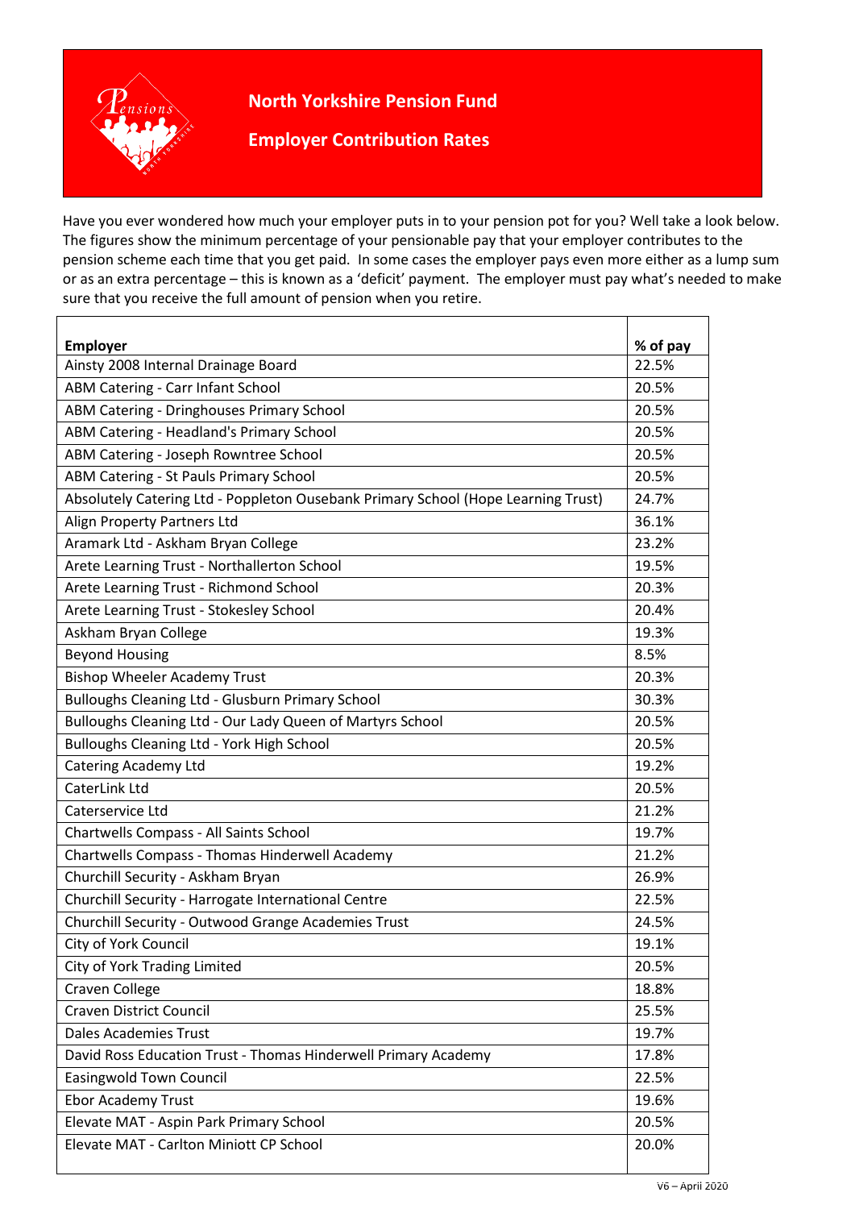# North Yorkshire Pension Fund

## Employer Contribution Rates

Have you ever wondered how much your employer puts in to your pension pot for you? Well take a look below. The figures show the minimum percentage of your pensionable pay that your employer contributes to the pension scheme each time that you get paid. In some cases the employer pays even more either as a lump sum or as an extra percentage – this is known as a 'deficit' payment. The employer must pay what's needed to make sure that you receive the full amount of pension when you retire.

| Employer | % of pay |
|---|---|
| Ainsty 2008 Internal Drainage Board | 22.5% |
| ABM Catering - Carr Infant School | 20.5% |
| ABM Catering - Dringhouses Primary School | 20.5% |
| ABM Catering - Headland's Primary School | 20.5% |
| ABM Catering - Joseph Rowntree School | 20.5% |
| ABM Catering - St Pauls Primary School | 20.5% |
| Absolutely Catering Ltd - Poppleton Ousebank Primary School (Hope Learning Trust) | 24.7% |
| Align Property Partners Ltd | 36.1% |
| Aramark Ltd - Askham Bryan College | 23.2% |
| Arete Learning Trust - Northallerton School | 19.5% |
| Arete Learning Trust - Richmond School | 20.3% |
| Arete Learning Trust - Stokesley School | 20.4% |
| Askham Bryan College | 19.3% |
| Beyond Housing | 8.5% |
| Bishop Wheeler Academy Trust | 20.3% |
| Bulloughs Cleaning Ltd - Glusburn Primary School | 30.3% |
| Bulloughs Cleaning Ltd - Our Lady Queen of Martyrs School | 20.5% |
| Bulloughs Cleaning Ltd - York High School | 20.5% |
| Catering Academy Ltd | 19.2% |
| CaterLink Ltd | 20.5% |
| Caterservice Ltd | 21.2% |
| Chartwells Compass - All Saints School | 19.7% |
| Chartwells Compass - Thomas Hinderwell Academy | 21.2% |
| Churchill Security - Askham Bryan | 26.9% |
| Churchill Security - Harrogate International Centre | 22.5% |
| Churchill Security - Outwood Grange Academies Trust | 24.5% |
| City of York Council | 19.1% |
| City of York Trading Limited | 20.5% |
| Craven College | 18.8% |
| Craven District Council | 25.5% |
| Dales Academies Trust | 19.7% |
| David Ross Education Trust - Thomas Hinderwell Primary Academy | 17.8% |
| Easingwold Town Council | 22.5% |
| Ebor Academy Trust | 19.6% |
| Elevate MAT - Aspin Park Primary School | 20.5% |
| Elevate MAT - Carlton Miniott CP School | 20.0% |

V6 – April 2020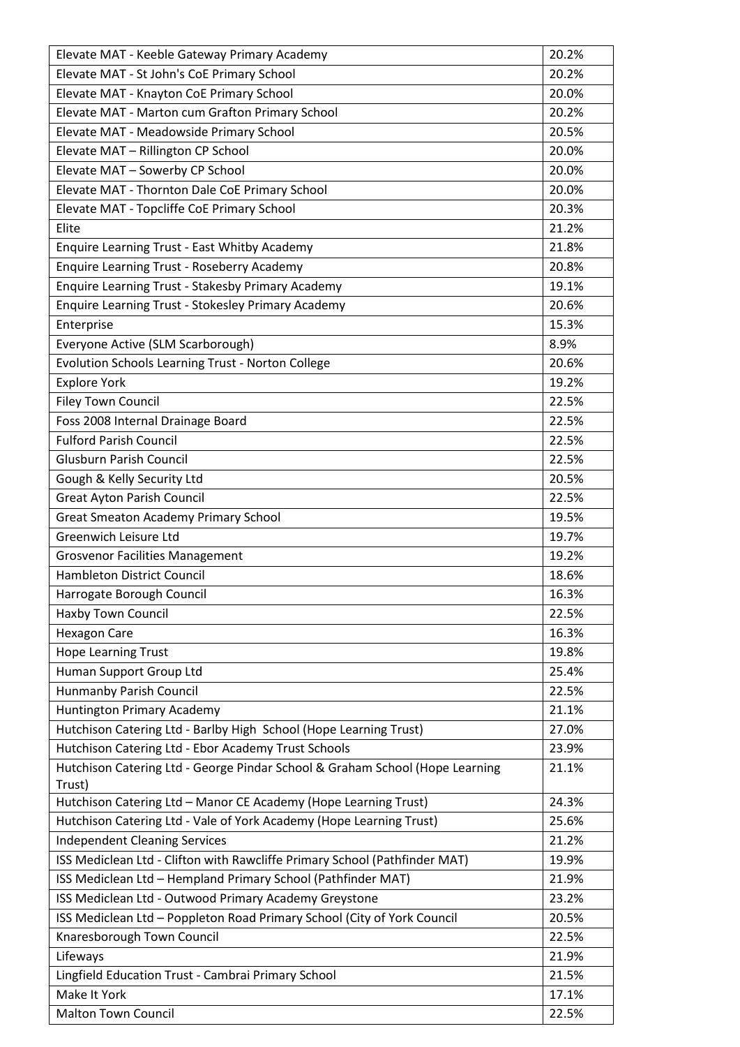| | |
|---|---|
| Elevate MAT - Keeble Gateway Primary Academy | 20.2% |
| Elevate MAT - St John's CoE Primary School | 20.2% |
| Elevate MAT - Knayton CoE Primary School | 20.0% |
| Elevate MAT - Marton cum Grafton Primary School | 20.2% |
| Elevate MAT - Meadowside Primary School | 20.5% |
| Elevate MAT – Rillington CP School | 20.0% |
| Elevate MAT – Sowerby CP School | 20.0% |
| Elevate MAT - Thornton Dale CoE Primary School | 20.0% |
| Elevate MAT - Topcliffe CoE Primary School | 20.3% |
| Elite | 21.2% |
| Enquire Learning Trust - East Whitby Academy | 21.8% |
| Enquire Learning Trust - Roseberry Academy | 20.8% |
| Enquire Learning Trust - Stakesby Primary Academy | 19.1% |
| Enquire Learning Trust - Stokesley Primary Academy | 20.6% |
| Enterprise | 15.3% |
| Everyone Active (SLM Scarborough) | 8.9% |
| Evolution Schools Learning Trust - Norton College | 20.6% |
| Explore York | 19.2% |
| Filey Town Council | 22.5% |
| Foss 2008 Internal Drainage Board | 22.5% |
| Fulford Parish Council | 22.5% |
| Glusburn Parish Council | 22.5% |
| Gough & Kelly Security Ltd | 20.5% |
| Great Ayton Parish Council | 22.5% |
| Great Smeaton Academy Primary School | 19.5% |
| Greenwich Leisure Ltd | 19.7% |
| Grosvenor Facilities Management | 19.2% |
| Hambleton District Council | 18.6% |
| Harrogate Borough Council | 16.3% |
| Haxby Town Council | 22.5% |
| Hexagon Care | 16.3% |
| Hope Learning Trust | 19.8% |
| Human Support Group Ltd | 25.4% |
| Hunmanby Parish Council | 22.5% |
| Huntington Primary Academy | 21.1% |
| Hutchison Catering Ltd - Barlby High School (Hope Learning Trust) | 27.0% |
| Hutchison Catering Ltd - Ebor Academy Trust Schools | 23.9% |
| Hutchison Catering Ltd - George Pindar School & Graham School (Hope Learning Trust) | 21.1% |
| Hutchison Catering Ltd – Manor CE Academy (Hope Learning Trust) | 24.3% |
| Hutchison Catering Ltd - Vale of York Academy (Hope Learning Trust) | 25.6% |
| Independent Cleaning Services | 21.2% |
| ISS Mediclean Ltd - Clifton with Rawcliffe Primary School (Pathfinder MAT) | 19.9% |
| ISS Mediclean Ltd – Hempland Primary School (Pathfinder MAT) | 21.9% |
| ISS Mediclean Ltd - Outwood Primary Academy Greystone | 23.2% |
| ISS Mediclean Ltd – Poppleton Road Primary School (City of York Council | 20.5% |
| Knaresborough Town Council | 22.5% |
| Lifeways | 21.9% |
| Lingfield Education Trust - Cambrai Primary School | 21.5% |
| Make It York | 17.1% |
| Malton Town Council | 22.5% |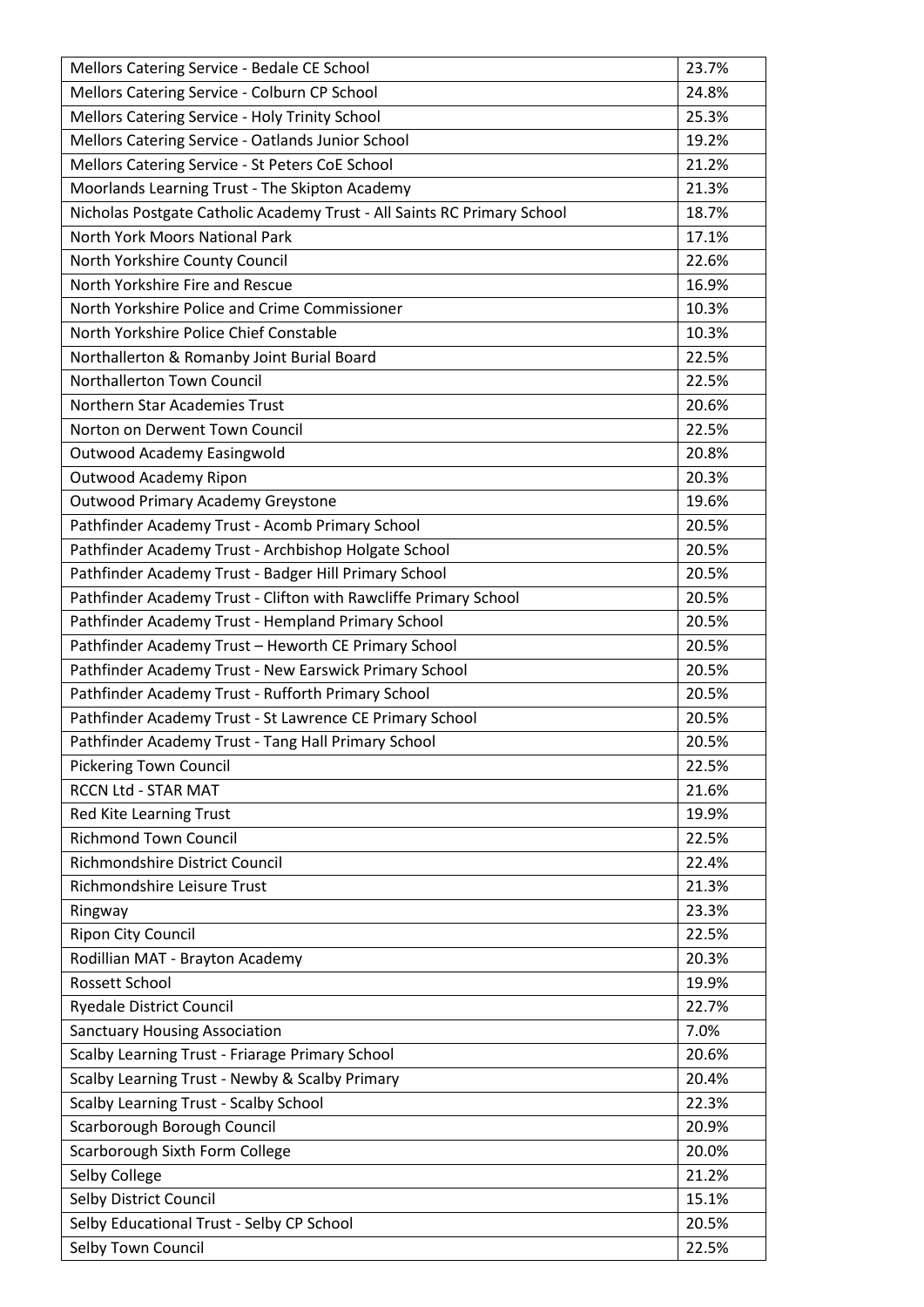| | |
|---|---|
| Mellors Catering Service - Bedale CE School | 23.7% |
| Mellors Catering Service - Colburn CP School | 24.8% |
| Mellors Catering Service - Holy Trinity School | 25.3% |
| Mellors Catering Service - Oatlands Junior School | 19.2% |
| Mellors Catering Service - St Peters CoE School | 21.2% |
| Moorlands Learning Trust - The Skipton Academy | 21.3% |
| Nicholas Postgate Catholic Academy Trust - All Saints RC Primary School | 18.7% |
| North York Moors National Park | 17.1% |
| North Yorkshire County Council | 22.6% |
| North Yorkshire Fire and Rescue | 16.9% |
| North Yorkshire Police and Crime Commissioner | 10.3% |
| North Yorkshire Police Chief Constable | 10.3% |
| Northallerton & Romanby Joint Burial Board | 22.5% |
| Northallerton Town Council | 22.5% |
| Northern Star Academies Trust | 20.6% |
| Norton on Derwent Town Council | 22.5% |
| Outwood Academy Easingwold | 20.8% |
| Outwood Academy Ripon | 20.3% |
| Outwood Primary Academy Greystone | 19.6% |
| Pathfinder Academy Trust - Acomb Primary School | 20.5% |
| Pathfinder Academy Trust - Archbishop Holgate School | 20.5% |
| Pathfinder Academy Trust - Badger Hill Primary School | 20.5% |
| Pathfinder Academy Trust - Clifton with Rawcliffe Primary School | 20.5% |
| Pathfinder Academy Trust - Hempland Primary School | 20.5% |
| Pathfinder Academy Trust – Heworth CE Primary School | 20.5% |
| Pathfinder Academy Trust - New Earswick Primary School | 20.5% |
| Pathfinder Academy Trust - Rufforth Primary School | 20.5% |
| Pathfinder Academy Trust - St Lawrence CE Primary School | 20.5% |
| Pathfinder Academy Trust - Tang Hall Primary School | 20.5% |
| Pickering Town Council | 22.5% |
| RCCN Ltd - STAR MAT | 21.6% |
| Red Kite Learning Trust | 19.9% |
| Richmond Town Council | 22.5% |
| Richmondshire District Council | 22.4% |
| Richmondshire Leisure Trust | 21.3% |
| Ringway | 23.3% |
| Ripon City Council | 22.5% |
| Rodillian MAT - Brayton Academy | 20.3% |
| Rossett School | 19.9% |
| Ryedale District Council | 22.7% |
| Sanctuary Housing Association | 7.0% |
| Scalby Learning Trust - Friarage Primary School | 20.6% |
| Scalby Learning Trust - Newby & Scalby Primary | 20.4% |
| Scalby Learning Trust - Scalby School | 22.3% |
| Scarborough Borough Council | 20.9% |
| Scarborough Sixth Form College | 20.0% |
| Selby College | 21.2% |
| Selby District Council | 15.1% |
| Selby Educational Trust - Selby CP School | 20.5% |
| Selby Town Council | 22.5% |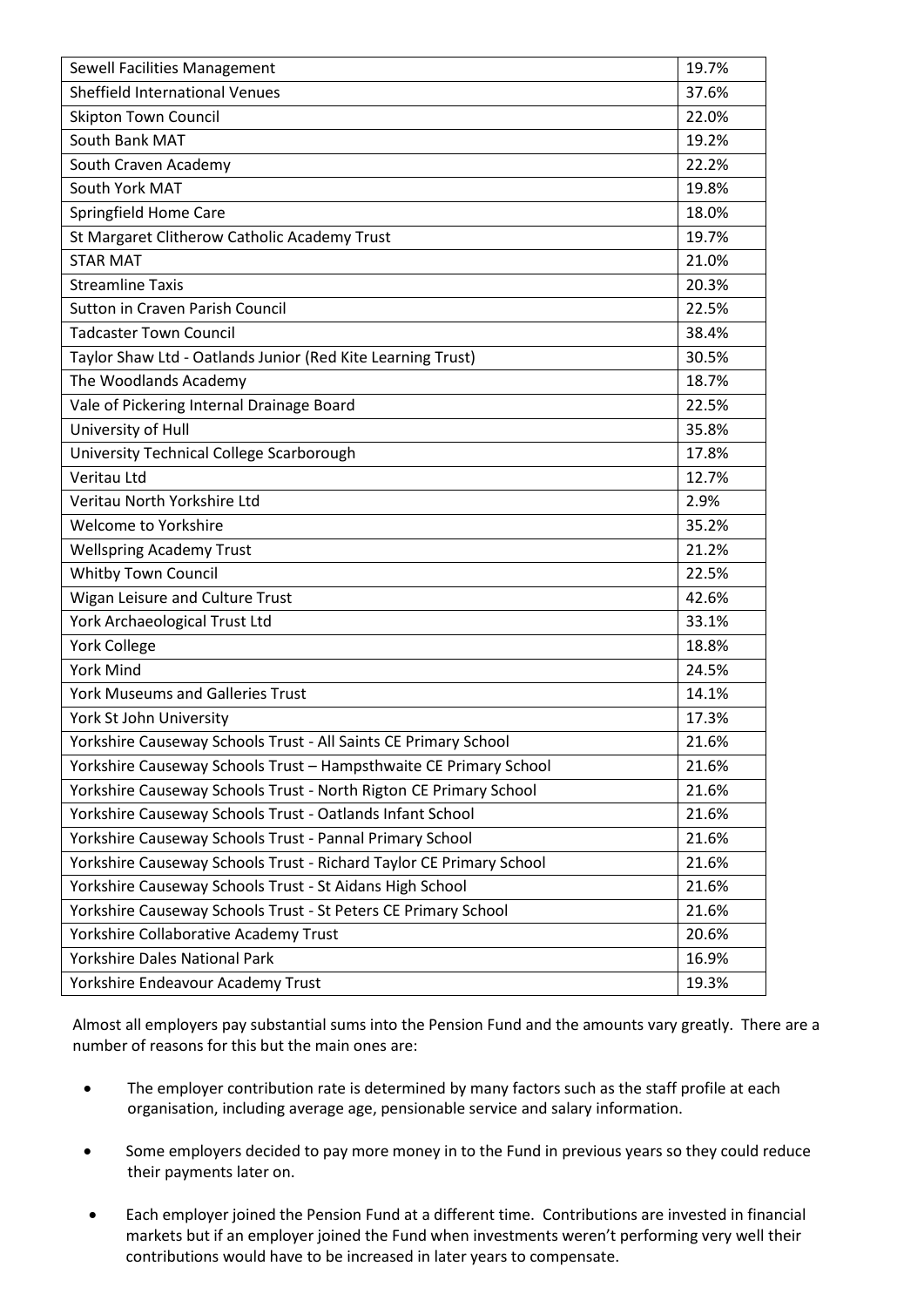| Sewell Facilities Management | 19.7% |
|---|---|
| Sheffield International Venues | 37.6% |
| Skipton Town Council | 22.0% |
| South Bank MAT | 19.2% |
| South Craven Academy | 22.2% |
| South York MAT | 19.8% |
| Springfield Home Care | 18.0% |
| St Margaret Clitherow Catholic Academy Trust | 19.7% |
| STAR MAT | 21.0% |
| Streamline Taxis | 20.3% |
| Sutton in Craven Parish Council | 22.5% |
| Tadcaster Town Council | 38.4% |
| Taylor Shaw Ltd - Oatlands Junior (Red Kite Learning Trust) | 30.5% |
| The Woodlands Academy | 18.7% |
| Vale of Pickering Internal Drainage Board | 22.5% |
| University of Hull | 35.8% |
| University Technical College Scarborough | 17.8% |
| Veritau Ltd | 12.7% |
| Veritau North Yorkshire Ltd | 2.9% |
| Welcome to Yorkshire | 35.2% |
| Wellspring Academy Trust | 21.2% |
| Whitby Town Council | 22.5% |
| Wigan Leisure and Culture Trust | 42.6% |
| York Archaeological Trust Ltd | 33.1% |
| York College | 18.8% |
| York Mind | 24.5% |
| York Museums and Galleries Trust | 14.1% |
| York St John University | 17.3% |
| Yorkshire Causeway Schools Trust - All Saints CE Primary School | 21.6% |
| Yorkshire Causeway Schools Trust – Hampsthwaite CE Primary School | 21.6% |
| Yorkshire Causeway Schools Trust - North Rigton CE Primary School | 21.6% |
| Yorkshire Causeway Schools Trust - Oatlands Infant School | 21.6% |
| Yorkshire Causeway Schools Trust - Pannal Primary School | 21.6% |
| Yorkshire Causeway Schools Trust - Richard Taylor CE Primary School | 21.6% |
| Yorkshire Causeway Schools Trust - St Aidans High School | 21.6% |
| Yorkshire Causeway Schools Trust - St Peters CE Primary School | 21.6% |
| Yorkshire Collaborative Academy Trust | 20.6% |
| Yorkshire Dales National Park | 16.9% |
| Yorkshire Endeavour Academy Trust | 19.3% |

Almost all employers pay substantial sums into the Pension Fund and the amounts vary greatly. There are a number of reasons for this but the main ones are:

- The employer contribution rate is determined by many factors such as the staff profile at each organisation, including average age, pensionable service and salary information.
- Some employers decided to pay more money in to the Fund in previous years so they could reduce their payments later on.
- Each employer joined the Pension Fund at a different time. Contributions are invested in financial markets but if an employer joined the Fund when investments weren't performing very well their contributions would have to be increased in later years to compensate.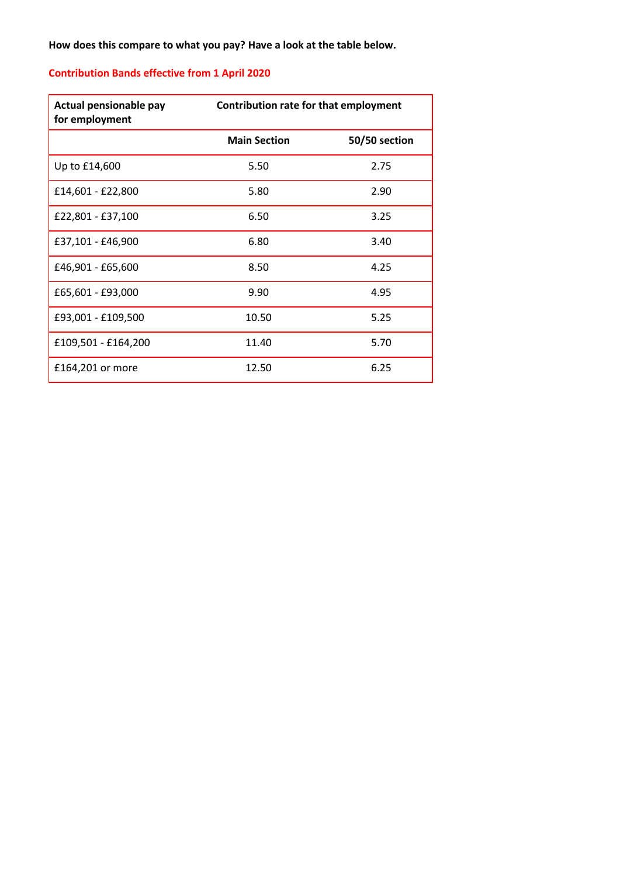**How does this compare to what you pay? Have a look at the table below.**

**Contribution Bands effective from 1 April 2020**

| **Actual pensionable pay for employment** | **Contribution rate for that employment** | |
|---|---|---|
| | **Main Section** | **50/50 section** |
| Up to £14,600 | 5.50 | 2.75 |
| £14,601 - £22,800 | 5.80 | 2.90 |
| £22,801 - £37,100 | 6.50 | 3.25 |
| £37,101 - £46,900 | 6.80 | 3.40 |
| £46,901 - £65,600 | 8.50 | 4.25 |
| £65,601 - £93,000 | 9.90 | 4.95 |
| £93,001 - £109,500 | 10.50 | 5.25 |
| £109,501 - £164,200 | 11.40 | 5.70 |
| £164,201 or more | 12.50 | 6.25 |